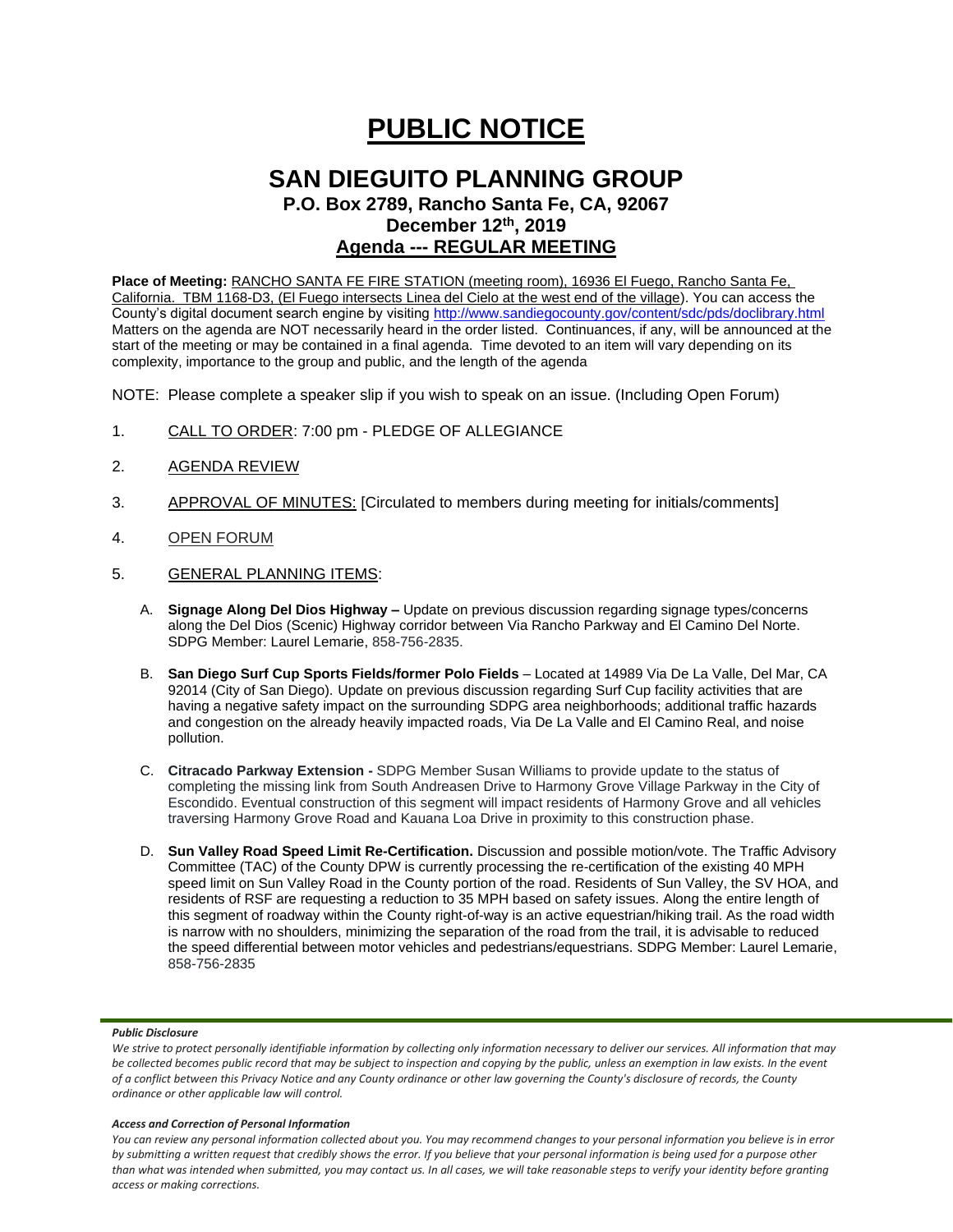# PUBLIC NOTICE

## SAN DIEGUITO PLANNING GROUP

### P.O. Box 2789, Rancho Santa Fe, CA, 92067

### December 12th, 2019

### Agenda --- REGULAR MEETING

**Place of Meeting:** RANCHO SANTA FE FIRE STATION (meeting room), 16936 El Fuego, Rancho Santa Fe, California. TBM 1168-D3, (El Fuego intersects Linea del Cielo at the west end of the village). You can access the County's digital document search engine by visiting http://www.sandiegocounty.gov/content/sdc/pds/doclibrary.html Matters on the agenda are NOT necessarily heard in the order listed. Continuances, if any, will be announced at the start of the meeting or may be contained in a final agenda. Time devoted to an item will vary depending on its complexity, importance to the group and public, and the length of the agenda

NOTE: Please complete a speaker slip if you wish to speak on an issue. (Including Open Forum)

1. CALL TO ORDER: 7:00 pm - PLEDGE OF ALLEGIANCE

2. AGENDA REVIEW

3. APPROVAL OF MINUTES: [Circulated to members during meeting for initials/comments]

4. OPEN FORUM

5. GENERAL PLANNING ITEMS:

   A. **Signage Along Del Dios Highway –** Update on previous discussion regarding signage types/concerns along the Del Dios (Scenic) Highway corridor between Via Rancho Parkway and El Camino Del Norte. SDPG Member: Laurel Lemarie, 858-756-2835.

   B. **San Diego Surf Cup Sports Fields/former Polo Fields** – Located at 14989 Via De La Valle, Del Mar, CA 92014 (City of San Diego). Update on previous discussion regarding Surf Cup facility activities that are having a negative safety impact on the surrounding SDPG area neighborhoods; additional traffic hazards and congestion on the already heavily impacted roads, Via De La Valle and El Camino Real, and noise pollution.

   C. **Citracado Parkway Extension -** SDPG Member Susan Williams to provide update to the status of completing the missing link from South Andreasen Drive to Harmony Grove Village Parkway in the City of Escondido. Eventual construction of this segment will impact residents of Harmony Grove and all vehicles traversing Harmony Grove Road and Kauana Loa Drive in proximity to this construction phase.

   D. **Sun Valley Road Speed Limit Re-Certification.** Discussion and possible motion/vote. The Traffic Advisory Committee (TAC) of the County DPW is currently processing the re-certification of the existing 40 MPH speed limit on Sun Valley Road in the County portion of the road. Residents of Sun Valley, the SV HOA, and residents of RSF are requesting a reduction to 35 MPH based on safety issues. Along the entire length of this segment of roadway within the County right-of-way is an active equestrian/hiking trail. As the road width is narrow with no shoulders, minimizing the separation of the road from the trail, it is advisable to reduced the speed differential between motor vehicles and pedestrians/equestrians. SDPG Member: Laurel Lemarie, 858-756-2835

***Public Disclosure***

*We strive to protect personally identifiable information by collecting only information necessary to deliver our services. All information that may be collected becomes public record that may be subject to inspection and copying by the public, unless an exemption in law exists. In the event of a conflict between this Privacy Notice and any County ordinance or other law governing the County's disclosure of records, the County ordinance or other applicable law will control.*

***Access and Correction of Personal Information***

*You can review any personal information collected about you. You may recommend changes to your personal information you believe is in error by submitting a written request that credibly shows the error. If you believe that your personal information is being used for a purpose other than what was intended when submitted, you may contact us. In all cases, we will take reasonable steps to verify your identity before granting access or making corrections.*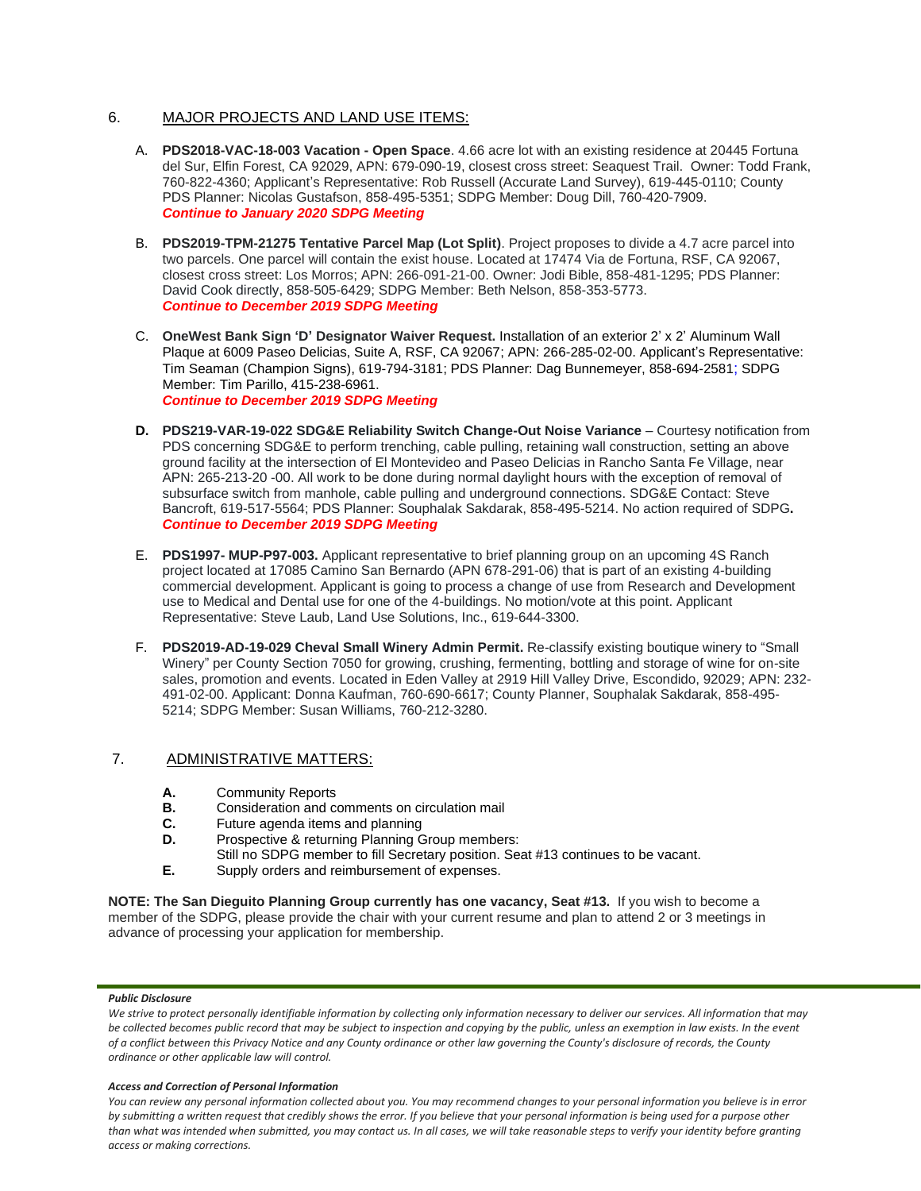## 6. MAJOR PROJECTS AND LAND USE ITEMS:

A. **PDS2018-VAC-18-003 Vacation - Open Space**. 4.66 acre lot with an existing residence at 20445 Fortuna del Sur, Elfin Forest, CA 92029, APN: 679-090-19, closest cross street: Seaquest Trail. Owner: Todd Frank, 760-822-4360; Applicant's Representative: Rob Russell (Accurate Land Survey), 619-445-0110; County PDS Planner: Nicolas Gustafson, 858-495-5351; SDPG Member: Doug Dill, 760-420-7909.
***Continue to January 2020 SDPG Meeting***

B. **PDS2019-TPM-21275 Tentative Parcel Map (Lot Split)**. Project proposes to divide a 4.7 acre parcel into two parcels. One parcel will contain the exist house. Located at 17474 Via de Fortuna, RSF, CA 92067, closest cross street: Los Morros; APN: 266-091-21-00. Owner: Jodi Bible, 858-481-1295; PDS Planner: David Cook directly, 858-505-6429; SDPG Member: Beth Nelson, 858-353-5773.
***Continue to December 2019 SDPG Meeting***

C. **OneWest Bank Sign 'D' Designator Waiver Request.** Installation of an exterior 2' x 2' Aluminum Wall Plaque at 6009 Paseo Delicias, Suite A, RSF, CA 92067; APN: 266-285-02-00. Applicant's Representative: Tim Seaman (Champion Signs), 619-794-3181; PDS Planner: Dag Bunnemeyer, 858-694-2581; SDPG Member: Tim Parillo, 415-238-6961.
***Continue to December 2019 SDPG Meeting***

**D.** **PDS219-VAR-19-022 SDG&E Reliability Switch Change-Out Noise Variance** – Courtesy notification from PDS concerning SDG&E to perform trenching, cable pulling, retaining wall construction, setting an above ground facility at the intersection of El Montevideo and Paseo Delicias in Rancho Santa Fe Village, near APN: 265-213-20 -00. All work to be done during normal daylight hours with the exception of removal of subsurface switch from manhole, cable pulling and underground connections. SDG&E Contact: Steve Bancroft, 619-517-5564; PDS Planner: Souphalak Sakdarak, 858-495-5214. No action required of SDPG**.**
***Continue to December 2019 SDPG Meeting***

E. **PDS1997- MUP-P97-003.** Applicant representative to brief planning group on an upcoming 4S Ranch project located at 17085 Camino San Bernardo (APN 678-291-06) that is part of an existing 4-building commercial development. Applicant is going to process a change of use from Research and Development use to Medical and Dental use for one of the 4-buildings. No motion/vote at this point. Applicant Representative: Steve Laub, Land Use Solutions, Inc., 619-644-3300.

F. **PDS2019-AD-19-029 Cheval Small Winery Admin Permit.** Re-classify existing boutique winery to "Small Winery" per County Section 7050 for growing, crushing, fermenting, bottling and storage of wine for on-site sales, promotion and events. Located in Eden Valley at 2919 Hill Valley Drive, Escondido, 92029; APN: 232-491-02-00. Applicant: Donna Kaufman, 760-690-6617; County Planner, Souphalak Sakdarak, 858-495-5214; SDPG Member: Susan Williams, 760-212-3280.

## 7. ADMINISTRATIVE MATTERS:

**A.** Community Reports
**B.** Consideration and comments on circulation mail
**C.** Future agenda items and planning
**D.** Prospective & returning Planning Group members:
Still no SDPG member to fill Secretary position. Seat #13 continues to be vacant.
**E.** Supply orders and reimbursement of expenses.

**NOTE: The San Dieguito Planning Group currently has one vacancy, Seat #13.** If you wish to become a member of the SDPG, please provide the chair with your current resume and plan to attend 2 or 3 meetings in advance of processing your application for membership.

***Public Disclosure***

*We strive to protect personally identifiable information by collecting only information necessary to deliver our services. All information that may be collected becomes public record that may be subject to inspection and copying by the public, unless an exemption in law exists. In the event of a conflict between this Privacy Notice and any County ordinance or other law governing the County's disclosure of records, the County ordinance or other applicable law will control.*

***Access and Correction of Personal Information***

*You can review any personal information collected about you. You may recommend changes to your personal information you believe is in error by submitting a written request that credibly shows the error. If you believe that your personal information is being used for a purpose other than what was intended when submitted, you may contact us. In all cases, we will take reasonable steps to verify your identity before granting access or making corrections.*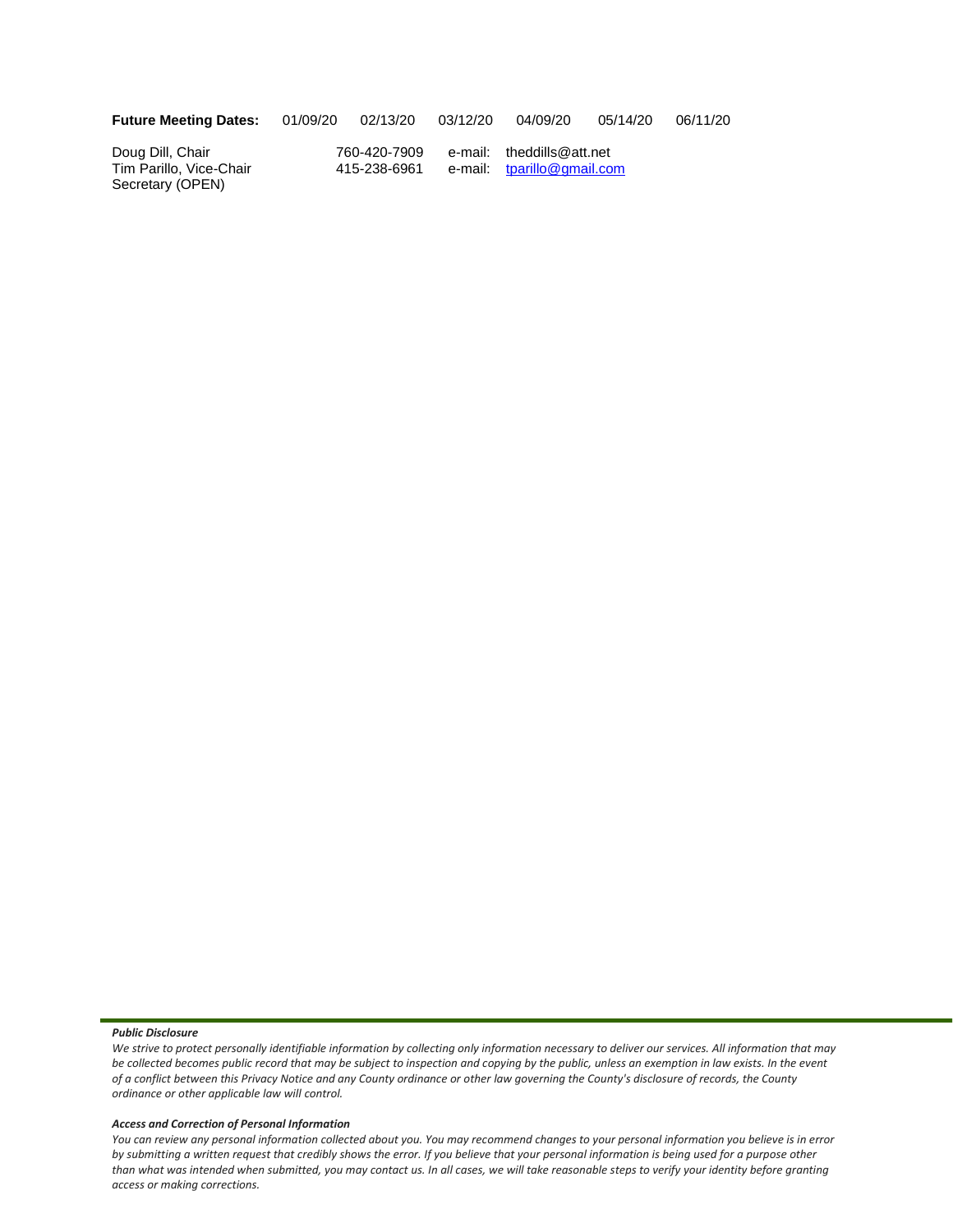**Future Meeting Dates:** 01/09/20 02/13/20 03/12/20 04/09/20 05/14/20 06/11/20

| | | |
|---|---|---|
| Doug Dill, Chair | 760-420-7909 | e-mail: theddills@att.net |
| Tim Parillo, Vice-Chair | 415-238-6961 | e-mail: tparillo@gmail.com |
| Secretary (OPEN) | | |

***Public Disclosure***

*We strive to protect personally identifiable information by collecting only information necessary to deliver our services. All information that may be collected becomes public record that may be subject to inspection and copying by the public, unless an exemption in law exists. In the event of a conflict between this Privacy Notice and any County ordinance or other law governing the County's disclosure of records, the County ordinance or other applicable law will control.*

***Access and Correction of Personal Information***

*You can review any personal information collected about you. You may recommend changes to your personal information you believe is in error by submitting a written request that credibly shows the error. If you believe that your personal information is being used for a purpose other than what was intended when submitted, you may contact us. In all cases, we will take reasonable steps to verify your identity before granting access or making corrections.*